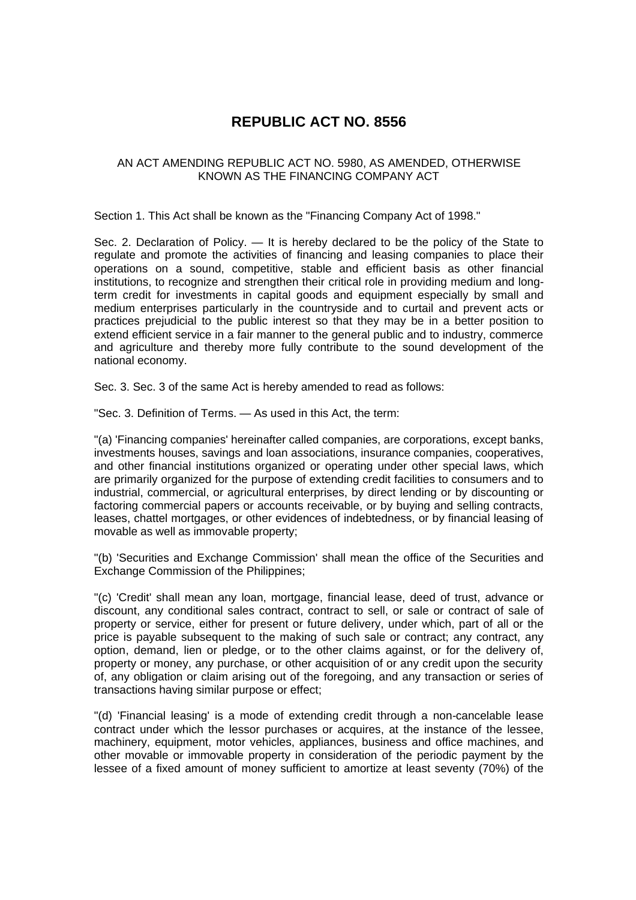# REPUBLIC ACT NO. 8556

AN ACT AMENDING REPUBLIC ACT NO. 5980, AS AMENDED, OTHERWISE KNOWN AS THE FINANCING COMPANY ACT

Section 1. This Act shall be known as the "Financing Company Act of 1998."

Sec. 2. Declaration of Policy. — It is hereby declared to be the policy of the State to regulate and promote the activities of financing and leasing companies to place their operations on a sound, competitive, stable and efficient basis as other financial institutions, to recognize and strengthen their critical role in providing medium and long-term credit for investments in capital goods and equipment especially by small and medium enterprises particularly in the countryside and to curtail and prevent acts or practices prejudicial to the public interest so that they may be in a better position to extend efficient service in a fair manner to the general public and to industry, commerce and agriculture and thereby more fully contribute to the sound development of the national economy.

Sec. 3. Sec. 3 of the same Act is hereby amended to read as follows:

"Sec. 3. Definition of Terms. — As used in this Act, the term:

"(a) 'Financing companies' hereinafter called companies, are corporations, except banks, investments houses, savings and loan associations, insurance companies, cooperatives, and other financial institutions organized or operating under other special laws, which are primarily organized for the purpose of extending credit facilities to consumers and to industrial, commercial, or agricultural enterprises, by direct lending or by discounting or factoring commercial papers or accounts receivable, or by buying and selling contracts, leases, chattel mortgages, or other evidences of indebtedness, or by financial leasing of movable as well as immovable property;

"(b) 'Securities and Exchange Commission' shall mean the office of the Securities and Exchange Commission of the Philippines;

"(c) 'Credit' shall mean any loan, mortgage, financial lease, deed of trust, advance or discount, any conditional sales contract, contract to sell, or sale or contract of sale of property or service, either for present or future delivery, under which, part of all or the price is payable subsequent to the making of such sale or contract; any contract, any option, demand, lien or pledge, or to the other claims against, or for the delivery of, property or money, any purchase, or other acquisition of or any credit upon the security of, any obligation or claim arising out of the foregoing, and any transaction or series of transactions having similar purpose or effect;

"(d) 'Financial leasing' is a mode of extending credit through a non-cancelable lease contract under which the lessor purchases or acquires, at the instance of the lessee, machinery, equipment, motor vehicles, appliances, business and office machines, and other movable or immovable property in consideration of the periodic payment by the lessee of a fixed amount of money sufficient to amortize at least seventy (70%) of the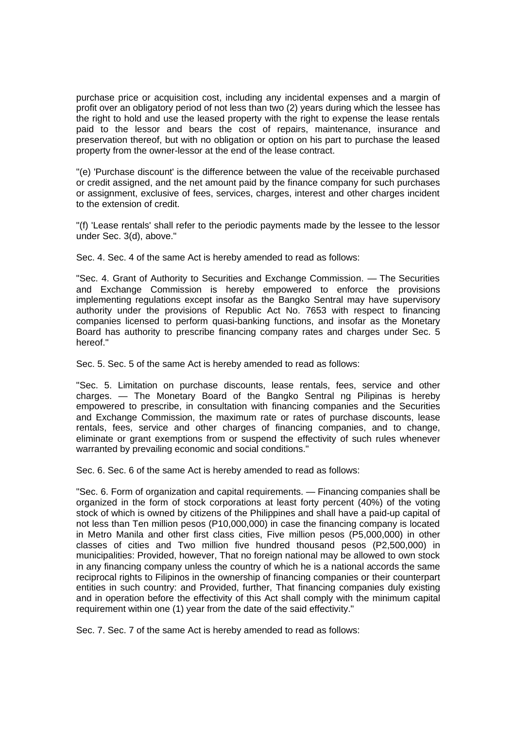purchase price or acquisition cost, including any incidental expenses and a margin of profit over an obligatory period of not less than two (2) years during which the lessee has the right to hold and use the leased property with the right to expense the lease rentals paid to the lessor and bears the cost of repairs, maintenance, insurance and preservation thereof, but with no obligation or option on his part to purchase the leased property from the owner-lessor at the end of the lease contract.

"(e) 'Purchase discount' is the difference between the value of the receivable purchased or credit assigned, and the net amount paid by the finance company for such purchases or assignment, exclusive of fees, services, charges, interest and other charges incident to the extension of credit.

"(f) 'Lease rentals' shall refer to the periodic payments made by the lessee to the lessor under Sec. 3(d), above."

Sec. 4. Sec. 4 of the same Act is hereby amended to read as follows:

"Sec. 4. Grant of Authority to Securities and Exchange Commission. — The Securities and Exchange Commission is hereby empowered to enforce the provisions implementing regulations except insofar as the Bangko Sentral may have supervisory authority under the provisions of Republic Act No. 7653 with respect to financing companies licensed to perform quasi-banking functions, and insofar as the Monetary Board has authority to prescribe financing company rates and charges under Sec. 5 hereof."

Sec. 5. Sec. 5 of the same Act is hereby amended to read as follows:

"Sec. 5. Limitation on purchase discounts, lease rentals, fees, service and other charges. — The Monetary Board of the Bangko Sentral ng Pilipinas is hereby empowered to prescribe, in consultation with financing companies and the Securities and Exchange Commission, the maximum rate or rates of purchase discounts, lease rentals, fees, service and other charges of financing companies, and to change, eliminate or grant exemptions from or suspend the effectivity of such rules whenever warranted by prevailing economic and social conditions."

Sec. 6. Sec. 6 of the same Act is hereby amended to read as follows:

"Sec. 6. Form of organization and capital requirements. — Financing companies shall be organized in the form of stock corporations at least forty percent (40%) of the voting stock of which is owned by citizens of the Philippines and shall have a paid-up capital of not less than Ten million pesos (P10,000,000) in case the financing company is located in Metro Manila and other first class cities, Five million pesos (P5,000,000) in other classes of cities and Two million five hundred thousand pesos (P2,500,000) in municipalities: Provided, however, That no foreign national may be allowed to own stock in any financing company unless the country of which he is a national accords the same reciprocal rights to Filipinos in the ownership of financing companies or their counterpart entities in such country: and Provided, further, That financing companies duly existing and in operation before the effectivity of this Act shall comply with the minimum capital requirement within one (1) year from the date of the said effectivity."

Sec. 7. Sec. 7 of the same Act is hereby amended to read as follows: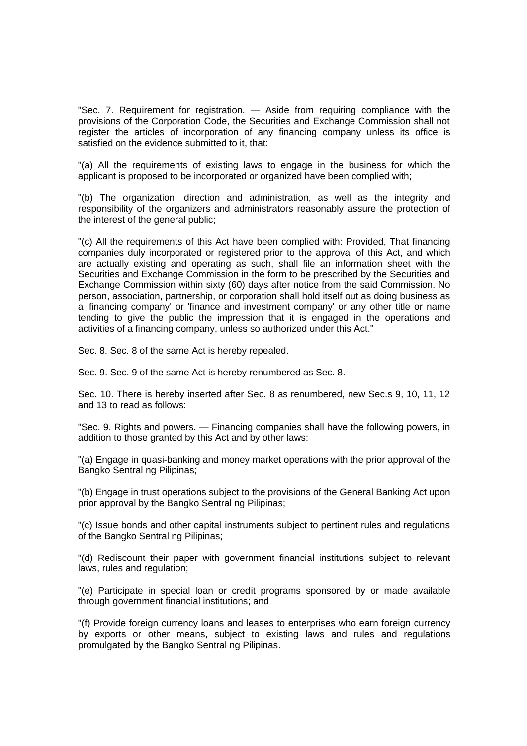"Sec. 7. Requirement for registration. — Aside from requiring compliance with the provisions of the Corporation Code, the Securities and Exchange Commission shall not register the articles of incorporation of any financing company unless its office is satisfied on the evidence submitted to it, that:

"(a) All the requirements of existing laws to engage in the business for which the applicant is proposed to be incorporated or organized have been complied with;

"(b) The organization, direction and administration, as well as the integrity and responsibility of the organizers and administrators reasonably assure the protection of the interest of the general public;

"(c) All the requirements of this Act have been complied with: Provided, That financing companies duly incorporated or registered prior to the approval of this Act, and which are actually existing and operating as such, shall file an information sheet with the Securities and Exchange Commission in the form to be prescribed by the Securities and Exchange Commission within sixty (60) days after notice from the said Commission. No person, association, partnership, or corporation shall hold itself out as doing business as a 'financing company' or 'finance and investment company' or any other title or name tending to give the public the impression that it is engaged in the operations and activities of a financing company, unless so authorized under this Act."

Sec. 8. Sec. 8 of the same Act is hereby repealed.

Sec. 9. Sec. 9 of the same Act is hereby renumbered as Sec. 8.

Sec. 10. There is hereby inserted after Sec. 8 as renumbered, new Sec.s 9, 10, 11, 12 and 13 to read as follows:

"Sec. 9. Rights and powers. — Financing companies shall have the following powers, in addition to those granted by this Act and by other laws:

"(a) Engage in quasi-banking and money market operations with the prior approval of the Bangko Sentral ng Pilipinas;

"(b) Engage in trust operations subject to the provisions of the General Banking Act upon prior approval by the Bangko Sentral ng Pilipinas;

"(c) Issue bonds and other capital instruments subject to pertinent rules and regulations of the Bangko Sentral ng Pilipinas;

"(d) Rediscount their paper with government financial institutions subject to relevant laws, rules and regulation;

"(e) Participate in special loan or credit programs sponsored by or made available through government financial institutions; and

"(f) Provide foreign currency loans and leases to enterprises who earn foreign currency by exports or other means, subject to existing laws and rules and regulations promulgated by the Bangko Sentral ng Pilipinas.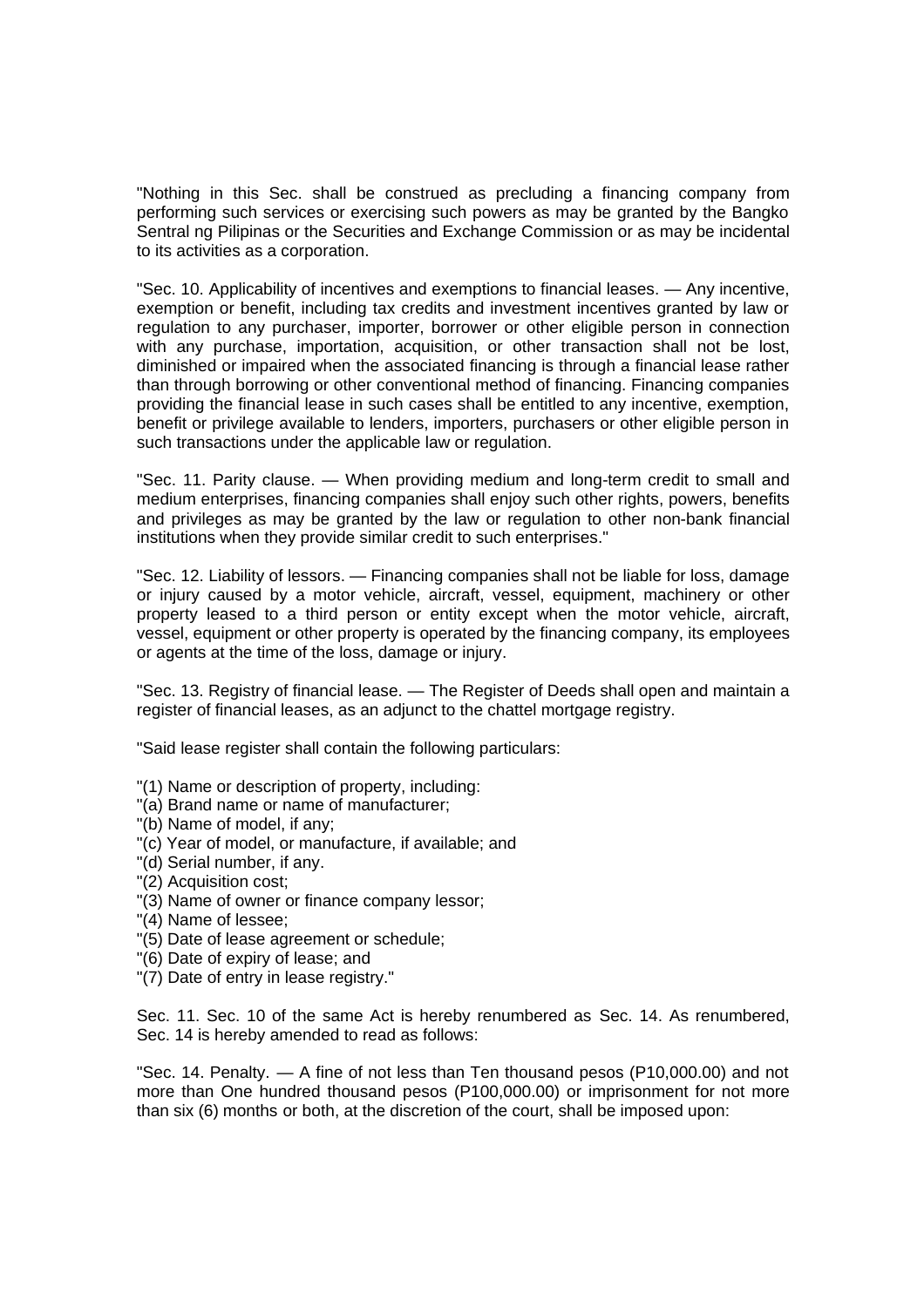"Nothing in this Sec. shall be construed as precluding a financing company from performing such services or exercising such powers as may be granted by the Bangko Sentral ng Pilipinas or the Securities and Exchange Commission or as may be incidental to its activities as a corporation.

"Sec. 10. Applicability of incentives and exemptions to financial leases. — Any incentive, exemption or benefit, including tax credits and investment incentives granted by law or regulation to any purchaser, importer, borrower or other eligible person in connection with any purchase, importation, acquisition, or other transaction shall not be lost, diminished or impaired when the associated financing is through a financial lease rather than through borrowing or other conventional method of financing. Financing companies providing the financial lease in such cases shall be entitled to any incentive, exemption, benefit or privilege available to lenders, importers, purchasers or other eligible person in such transactions under the applicable law or regulation.

"Sec. 11. Parity clause. — When providing medium and long-term credit to small and medium enterprises, financing companies shall enjoy such other rights, powers, benefits and privileges as may be granted by the law or regulation to other non-bank financial institutions when they provide similar credit to such enterprises."

"Sec. 12. Liability of lessors. — Financing companies shall not be liable for loss, damage or injury caused by a motor vehicle, aircraft, vessel, equipment, machinery or other property leased to a third person or entity except when the motor vehicle, aircraft, vessel, equipment or other property is operated by the financing company, its employees or agents at the time of the loss, damage or injury.

"Sec. 13. Registry of financial lease. — The Register of Deeds shall open and maintain a register of financial leases, as an adjunct to the chattel mortgage registry.

"Said lease register shall contain the following particulars:

"(1) Name or description of property, including:
"(a) Brand name or name of manufacturer;
"(b) Name of model, if any;
"(c) Year of model, or manufacture, if available; and
"(d) Serial number, if any.
"(2) Acquisition cost;
"(3) Name of owner or finance company lessor;
"(4) Name of lessee;
"(5) Date of lease agreement or schedule;
"(6) Date of expiry of lease; and
"(7) Date of entry in lease registry."

Sec. 11. Sec. 10 of the same Act is hereby renumbered as Sec. 14. As renumbered, Sec. 14 is hereby amended to read as follows:

"Sec. 14. Penalty. — A fine of not less than Ten thousand pesos (P10,000.00) and not more than One hundred thousand pesos (P100,000.00) or imprisonment for not more than six (6) months or both, at the discretion of the court, shall be imposed upon: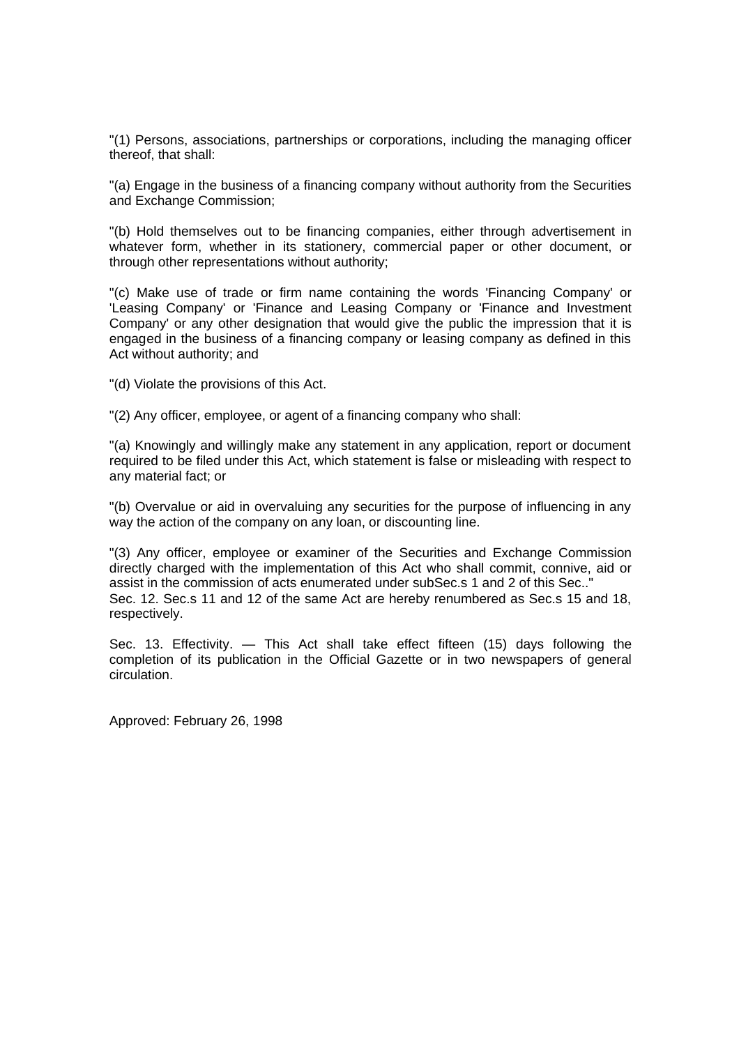"(1) Persons, associations, partnerships or corporations, including the managing officer thereof, that shall:

"(a) Engage in the business of a financing company without authority from the Securities and Exchange Commission;

"(b) Hold themselves out to be financing companies, either through advertisement in whatever form, whether in its stationery, commercial paper or other document, or through other representations without authority;

"(c) Make use of trade or firm name containing the words 'Financing Company' or 'Leasing Company' or 'Finance and Leasing Company or 'Finance and Investment Company' or any other designation that would give the public the impression that it is engaged in the business of a financing company or leasing company as defined in this Act without authority; and

"(d) Violate the provisions of this Act.

"(2) Any officer, employee, or agent of a financing company who shall:

"(a) Knowingly and willingly make any statement in any application, report or document required to be filed under this Act, which statement is false or misleading with respect to any material fact; or

"(b) Overvalue or aid in overvaluing any securities for the purpose of influencing in any way the action of the company on any loan, or discounting line.

"(3) Any officer, employee or examiner of the Securities and Exchange Commission directly charged with the implementation of this Act who shall commit, connive, aid or assist in the commission of acts enumerated under subSec.s 1 and 2 of this Sec.."
Sec. 12. Sec.s 11 and 12 of the same Act are hereby renumbered as Sec.s 15 and 18, respectively.

Sec. 13. Effectivity. — This Act shall take effect fifteen (15) days following the completion of its publication in the Official Gazette or in two newspapers of general circulation.

Approved: February 26, 1998